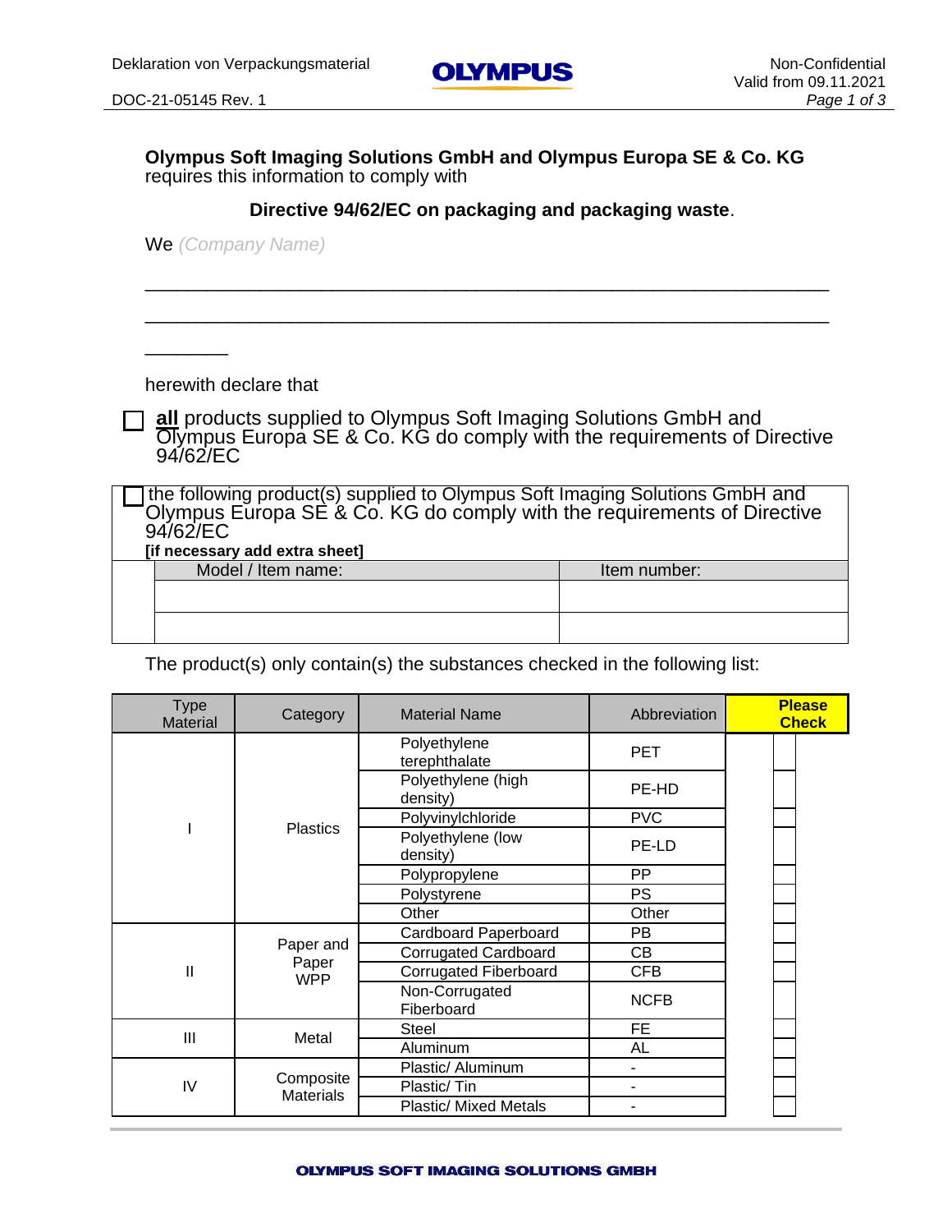**Olympus Soft Imaging Solutions GmbH and Olympus Europa SE & Co. KG** requires this information to comply with

**Directive 94/62/EC on packaging and packaging waste**.

We *(Company Name)*

_______________________________________________________________

_______________________________________________________________

________

herewith declare that

☐ **all** products supplied to Olympus Soft Imaging Solutions GmbH and Olympus Europa SE & Co. KG do comply with the requirements of Directive 94/62/EC

☐ the following product(s) supplied to Olympus Soft Imaging Solutions GmbH and Olympus Europa SE & Co. KG do comply with the requirements of Directive 94/62/EC
**[if necessary add extra sheet]**

| Model / Item name: | Item number: |
|---|---|
| | |
| | |

The product(s) only contain(s) the substances checked in the following list:

| Type Material | Category | Material Name | Abbreviation | Please Check |
|---|---|---|---|---|
| I | Plastics | Polyethylene terephthalate | PET | |
| | | Polyethylene (high density) | PE-HD | |
| | | Polyvinylchloride | PVC | |
| | | Polyethylene (low density) | PE-LD | |
| | | Polypropylene | PP | |
| | | Polystyrene | PS | |
| | | Other | Other | |
| II | Paper and Paper WPP | Cardboard Paperboard | PB | |
| | | Corrugated Cardboard | CB | |
| | | Corrugated Fiberboard | CFB | |
| | | Non-Corrugated Fiberboard | NCFB | |
| III | Metal | Steel | FE | |
| | | Aluminum | AL | |
| IV | Composite Materials | Plastic/ Aluminum | - | |
| | | Plastic/ Tin | - | |
| | | Plastic/ Mixed Metals | - | |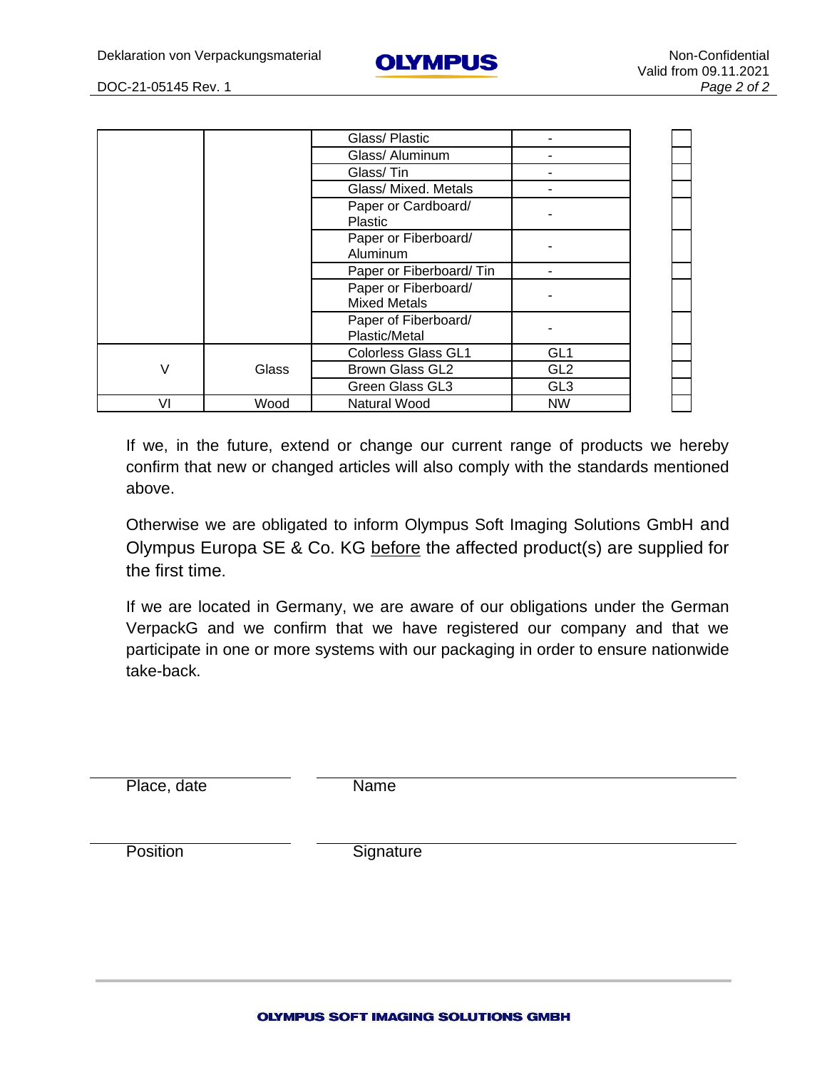| | | | | |
|---|---|---|---|---|
| | | Glass/ Plastic | - | |
| | | Glass/ Aluminum | - | |
| | | Glass/ Tin | - | |
| | | Glass/ Mixed. Metals | - | |
| | | Paper or Cardboard/ Plastic | - | |
| | | Paper or Fiberboard/ Aluminum | - | |
| | | Paper or Fiberboard/ Tin | - | |
| | | Paper or Fiberboard/ Mixed Metals | - | |
| | | Paper of Fiberboard/ Plastic/Metal | - | |
| V | Glass | Colorless Glass GL1 | GL1 | |
| | | Brown Glass GL2 | GL2 | |
| | | Green Glass GL3 | GL3 | |
| VI | Wood | Natural Wood | NW | |

If we, in the future, extend or change our current range of products we hereby confirm that new or changed articles will also comply with the standards mentioned above.

Otherwise we are obligated to inform Olympus Soft Imaging Solutions GmbH and Olympus Europa SE & Co. KG before the affected product(s) are supplied for the first time.

If we are located in Germany, we are aware of our obligations under the German VerpackG and we confirm that we have registered our company and that we participate in one or more systems with our packaging in order to ensure nationwide take-back.

Place, date &nbsp;&nbsp;&nbsp;&nbsp;&nbsp;&nbsp;&nbsp;&nbsp; Name

Position &nbsp;&nbsp;&nbsp;&nbsp;&nbsp;&nbsp;&nbsp;&nbsp; Signature